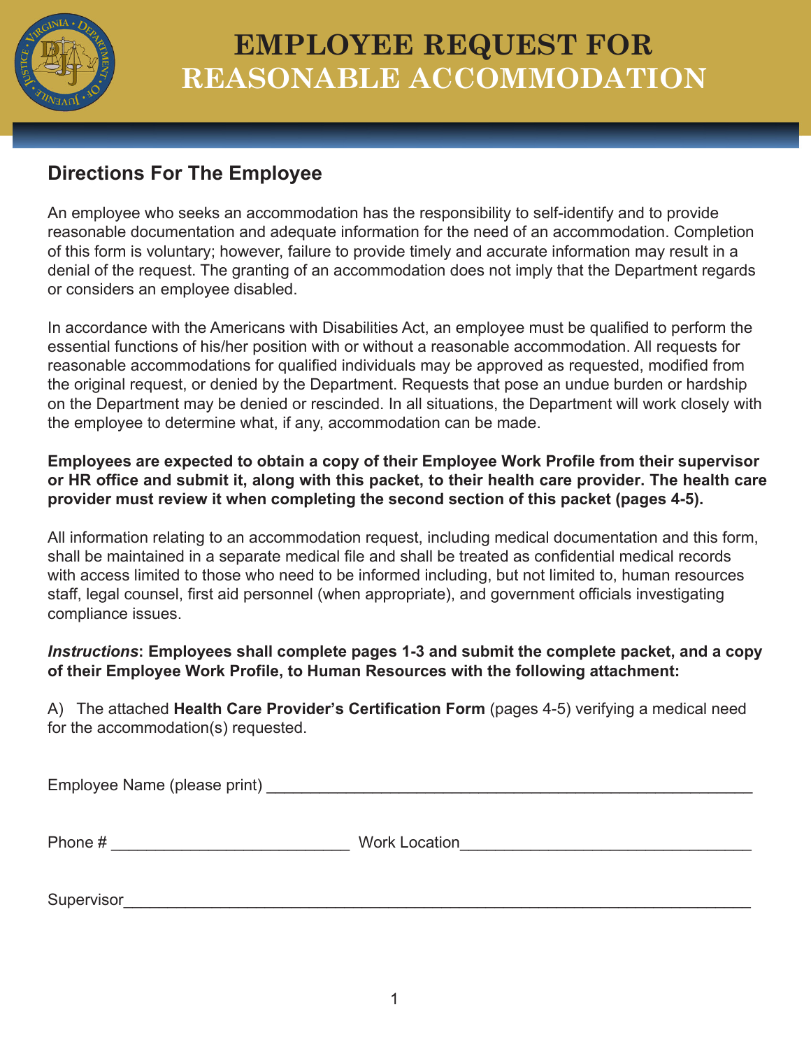# EMPLOYEE REQUEST FOR REASONABLE ACCOMMODATION

## Directions For The Employee

An employee who seeks an accommodation has the responsibility to self-identify and to provide reasonable documentation and adequate information for the need of an accommodation. Completion of this form is voluntary; however, failure to provide timely and accurate information may result in a denial of the request. The granting of an accommodation does not imply that the Department regards or considers an employee disabled.

In accordance with the Americans with Disabilities Act, an employee must be qualified to perform the essential functions of his/her position with or without a reasonable accommodation. All requests for reasonable accommodations for qualified individuals may be approved as requested, modified from the original request, or denied by the Department. Requests that pose an undue burden or hardship on the Department may be denied or rescinded. In all situations, the Department will work closely with the employee to determine what, if any, accommodation can be made.

**Employees are expected to obtain a copy of their Employee Work Profile from their supervisor or HR office and submit it, along with this packet, to their health care provider. The health care provider must review it when completing the second section of this packet (pages 4-5).**

All information relating to an accommodation request, including medical documentation and this form, shall be maintained in a separate medical file and shall be treated as confidential medical records with access limited to those who need to be informed including, but not limited to, human resources staff, legal counsel, first aid personnel (when appropriate), and government officials investigating compliance issues.

***Instructions*: Employees shall complete pages 1-3 and submit the complete packet, and a copy of their Employee Work Profile, to Human Resources with the following attachment:**

A) The attached **Health Care Provider's Certification Form** (pages 4-5) verifying a medical need for the accommodation(s) requested.

Employee Name (please print) ______________________________________________

Phone # ____________________ Work Location __________________________

Supervisor __________________________________________________________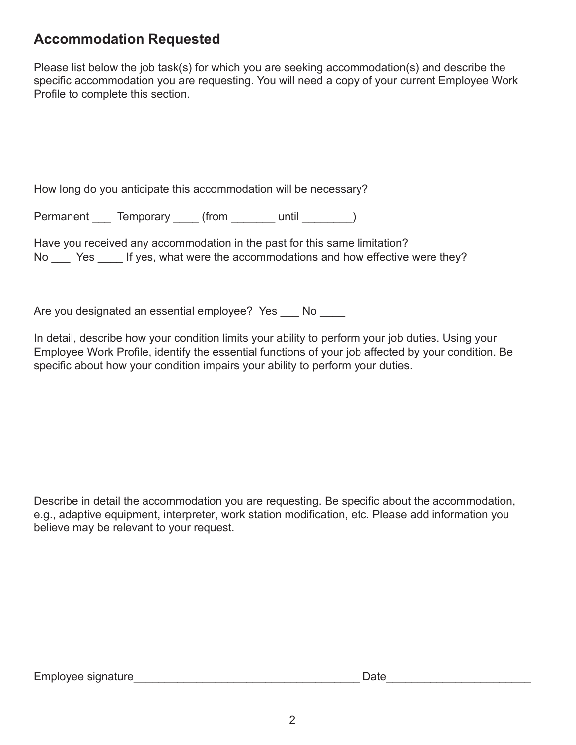## Accommodation Requested

Please list below the job task(s) for which you are seeking accommodation(s) and describe the specific accommodation you are requesting. You will need a copy of your current Employee Work Profile to complete this section.

How long do you anticipate this accommodation will be necessary?

Permanent ___ Temporary ____ (from _______ until ________)

Have you received any accommodation in the past for this same limitation?
No ___ Yes ____ If yes, what were the accommodations and how effective were they?

Are you designated an essential employee? Yes ___ No ____

In detail, describe how your condition limits your ability to perform your job duties. Using your Employee Work Profile, identify the essential functions of your job affected by your condition. Be specific about how your condition impairs your ability to perform your duties.

Describe in detail the accommodation you are requesting. Be specific about the accommodation, e.g., adaptive equipment, interpreter, work station modification, etc. Please add information you believe may be relevant to your request.

Employee signature_____________________________________ Date_______________________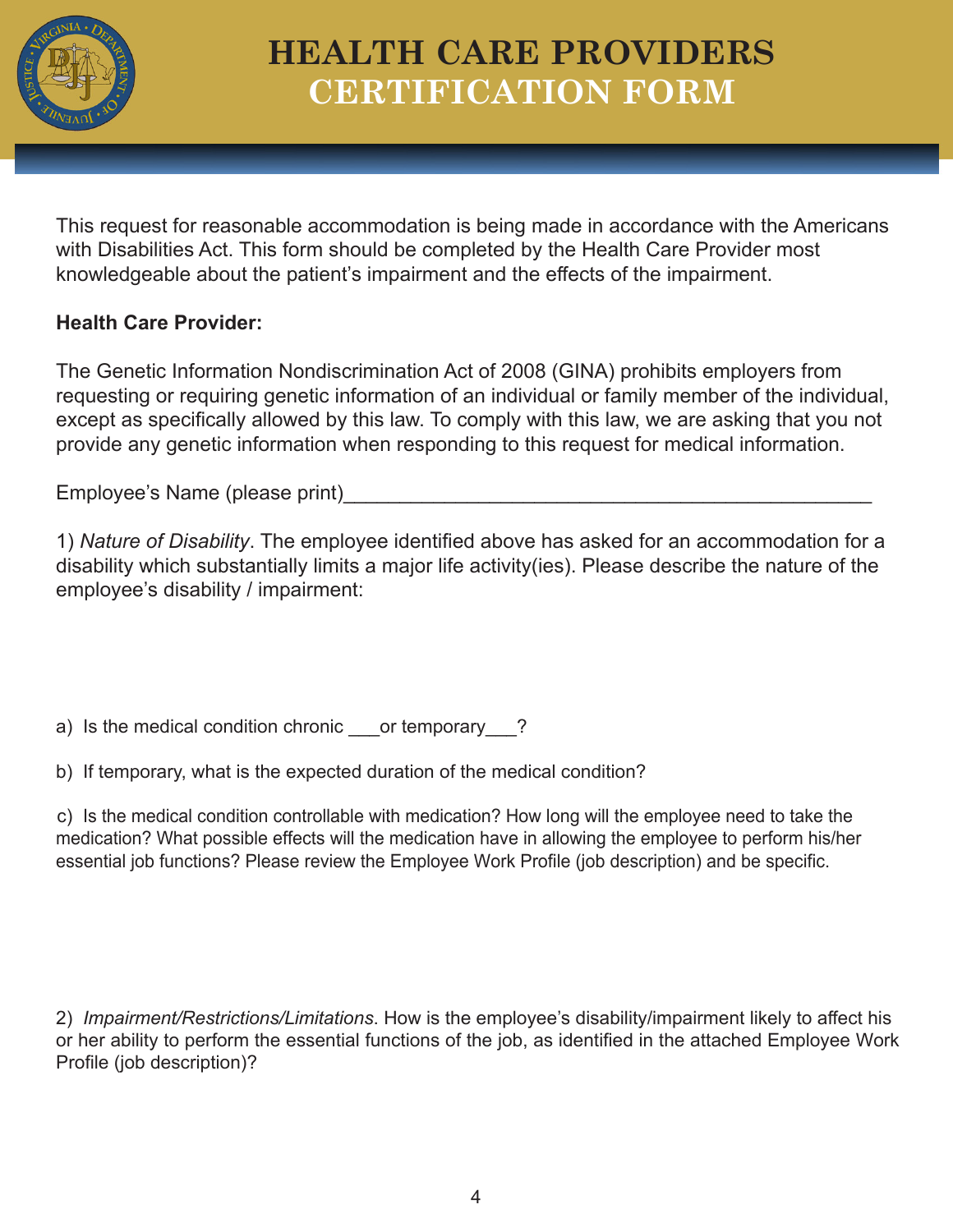# HEALTH CARE PROVIDERS CERTIFICATION FORM

This request for reasonable accommodation is being made in accordance with the Americans with Disabilities Act. This form should be completed by the Health Care Provider most knowledgeable about the patient's impairment and the effects of the impairment.

**Health Care Provider:**

The Genetic Information Nondiscrimination Act of 2008 (GINA) prohibits employers from requesting or requiring genetic information of an individual or family member of the individual, except as specifically allowed by this law. To comply with this law, we are asking that you not provide any genetic information when responding to this request for medical information.

Employee's Name (please print)_______________________________________________

1) *Nature of Disability*. The employee identified above has asked for an accommodation for a disability which substantially limits a major life activity(ies). Please describe the nature of the employee's disability / impairment:

a) Is the medical condition chronic ___or temporary___?

b) If temporary, what is the expected duration of the medical condition?

c) Is the medical condition controllable with medication? How long will the employee need to take the medication? What possible effects will the medication have in allowing the employee to perform his/her essential job functions? Please review the Employee Work Profile (job description) and be specific.

2) *Impairment/Restrictions/Limitations*. How is the employee's disability/impairment likely to affect his or her ability to perform the essential functions of the job, as identified in the attached Employee Work Profile (job description)?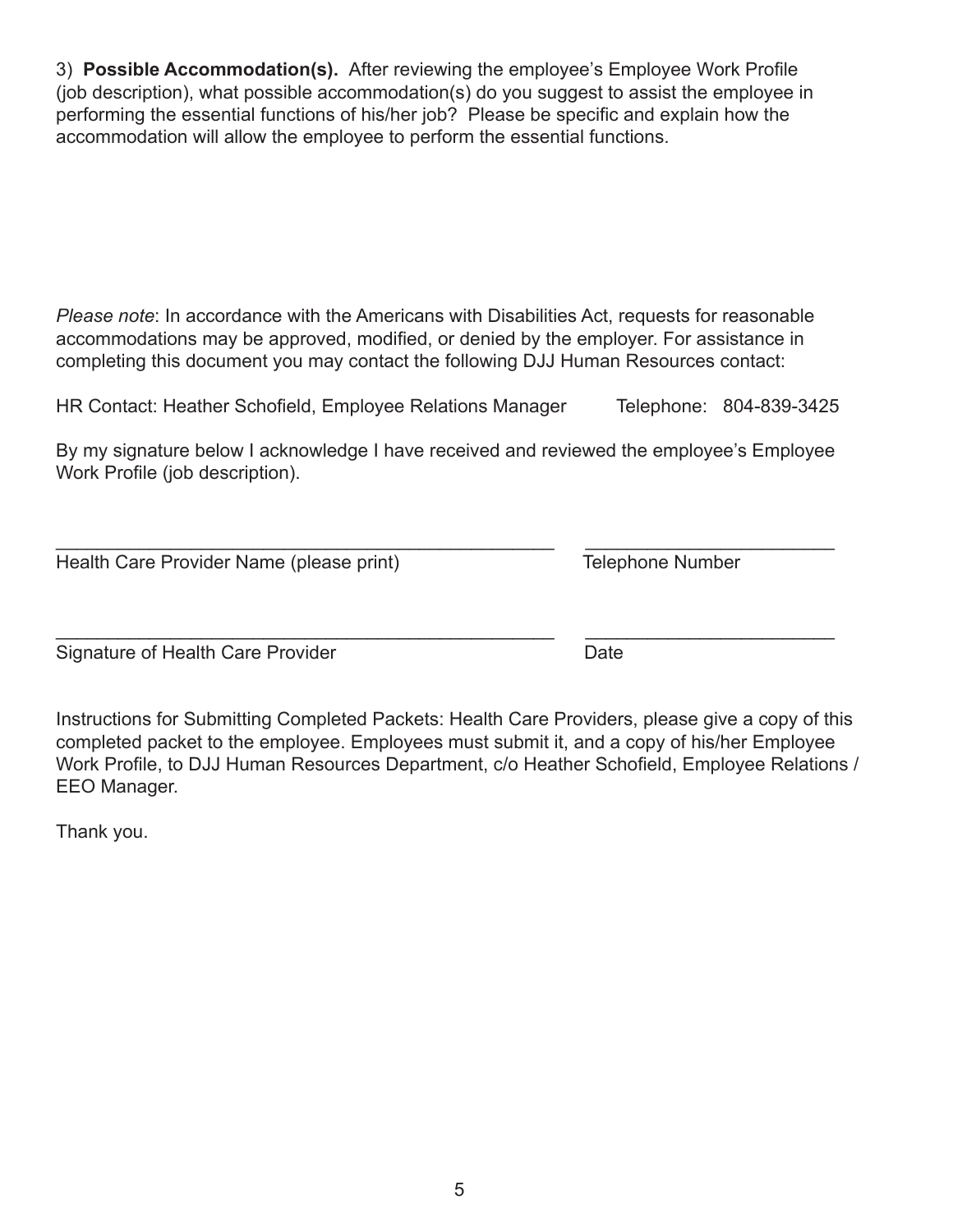3) **Possible Accommodation(s).** After reviewing the employee's Employee Work Profile (job description), what possible accommodation(s) do you suggest to assist the employee in performing the essential functions of his/her job? Please be specific and explain how the accommodation will allow the employee to perform the essential functions.

*Please note*: In accordance with the Americans with Disabilities Act, requests for reasonable accommodations may be approved, modified, or denied by the employer. For assistance in completing this document you may contact the following DJJ Human Resources contact:

HR Contact: Heather Schofield, Employee Relations Manager        Telephone: 804-839-3425

By my signature below I acknowledge I have received and reviewed the employee's Employee Work Profile (job description).

_________________________________________________     ________________________

Health Care Provider Name (please print)     Telephone Number

_________________________________________________     ________________________

Signature of Health Care Provider     Date

Instructions for Submitting Completed Packets: Health Care Providers, please give a copy of this completed packet to the employee. Employees must submit it, and a copy of his/her Employee Work Profile, to DJJ Human Resources Department, c/o Heather Schofield, Employee Relations / EEO Manager.

Thank you.